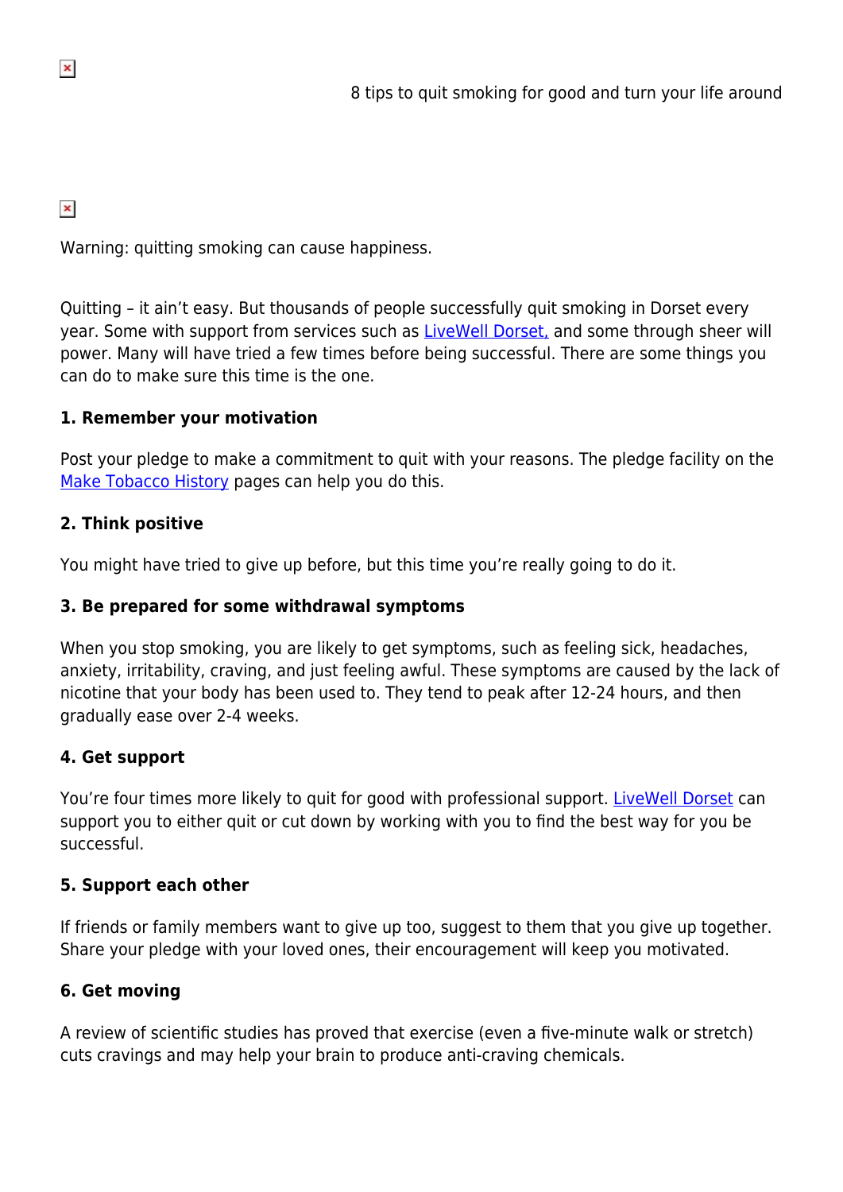# 8 tips to quit smoking for good and turn your life around

Warning: quitting smoking can cause happiness.

Quitting – it ain't easy. But thousands of people successfully quit smoking in Dorset every year. Some with support from services such as LiveWell Dorset, and some through sheer will power. Many will have tried a few times before being successful. There are some things you can do to make sure this time is the one.

**1. Remember your motivation**

Post your pledge to make a commitment to quit with your reasons. The pledge facility on the Make Tobacco History pages can help you do this.

**2. Think positive**

You might have tried to give up before, but this time you're really going to do it.

**3. Be prepared for some withdrawal symptoms**

When you stop smoking, you are likely to get symptoms, such as feeling sick, headaches, anxiety, irritability, craving, and just feeling awful. These symptoms are caused by the lack of nicotine that your body has been used to. They tend to peak after 12-24 hours, and then gradually ease over 2-4 weeks.

**4. Get support**

You're four times more likely to quit for good with professional support. LiveWell Dorset can support you to either quit or cut down by working with you to find the best way for you be successful.

**5. Support each other**

If friends or family members want to give up too, suggest to them that you give up together. Share your pledge with your loved ones, their encouragement will keep you motivated.

**6. Get moving**

A review of scientific studies has proved that exercise (even a five-minute walk or stretch) cuts cravings and may help your brain to produce anti-craving chemicals.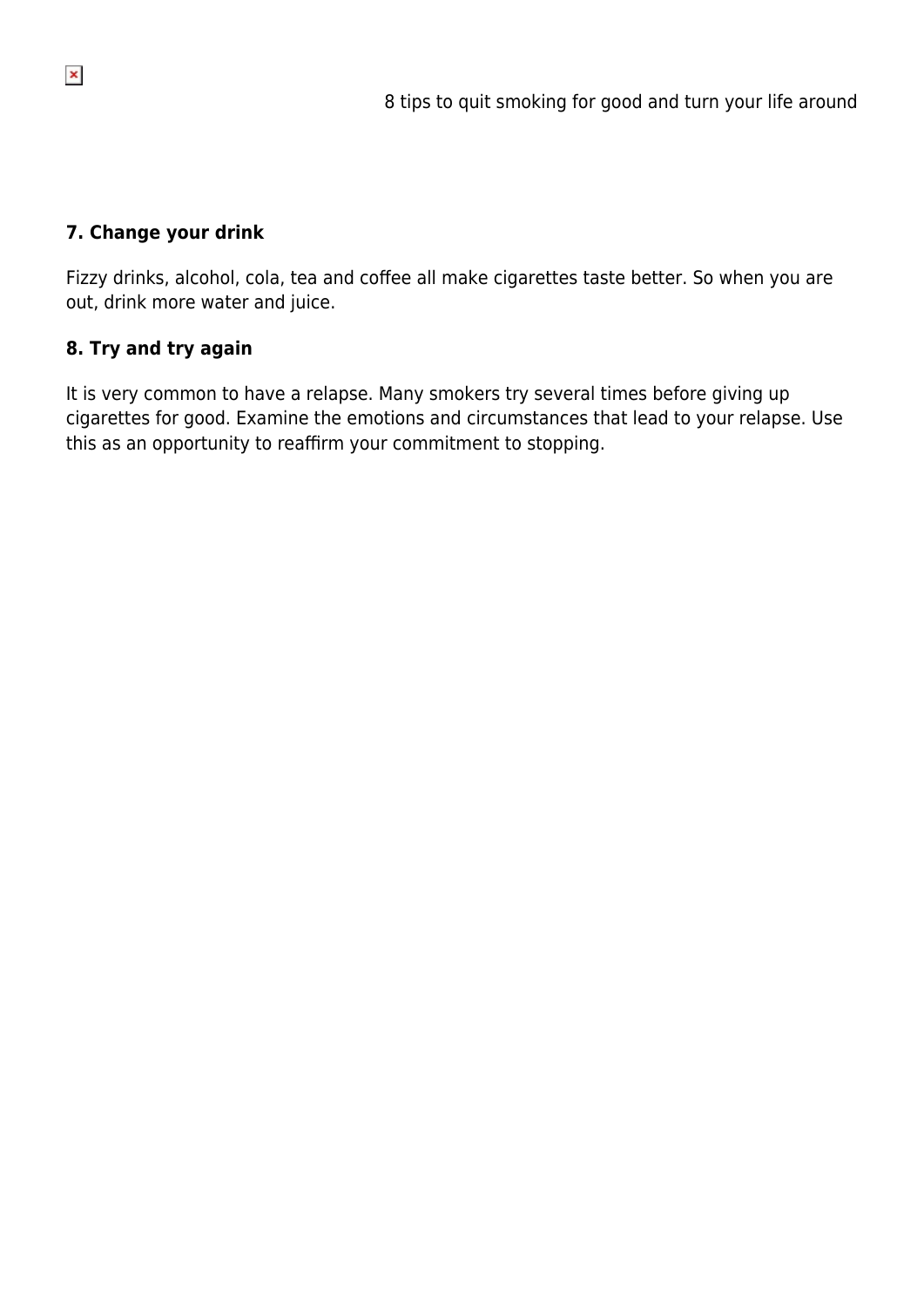### 7. Change your drink

Fizzy drinks, alcohol, cola, tea and coffee all make cigarettes taste better. So when you are out, drink more water and juice.

### 8. Try and try again

It is very common to have a relapse. Many smokers try several times before giving up cigarettes for good. Examine the emotions and circumstances that lead to your relapse. Use this as an opportunity to reaffirm your commitment to stopping.